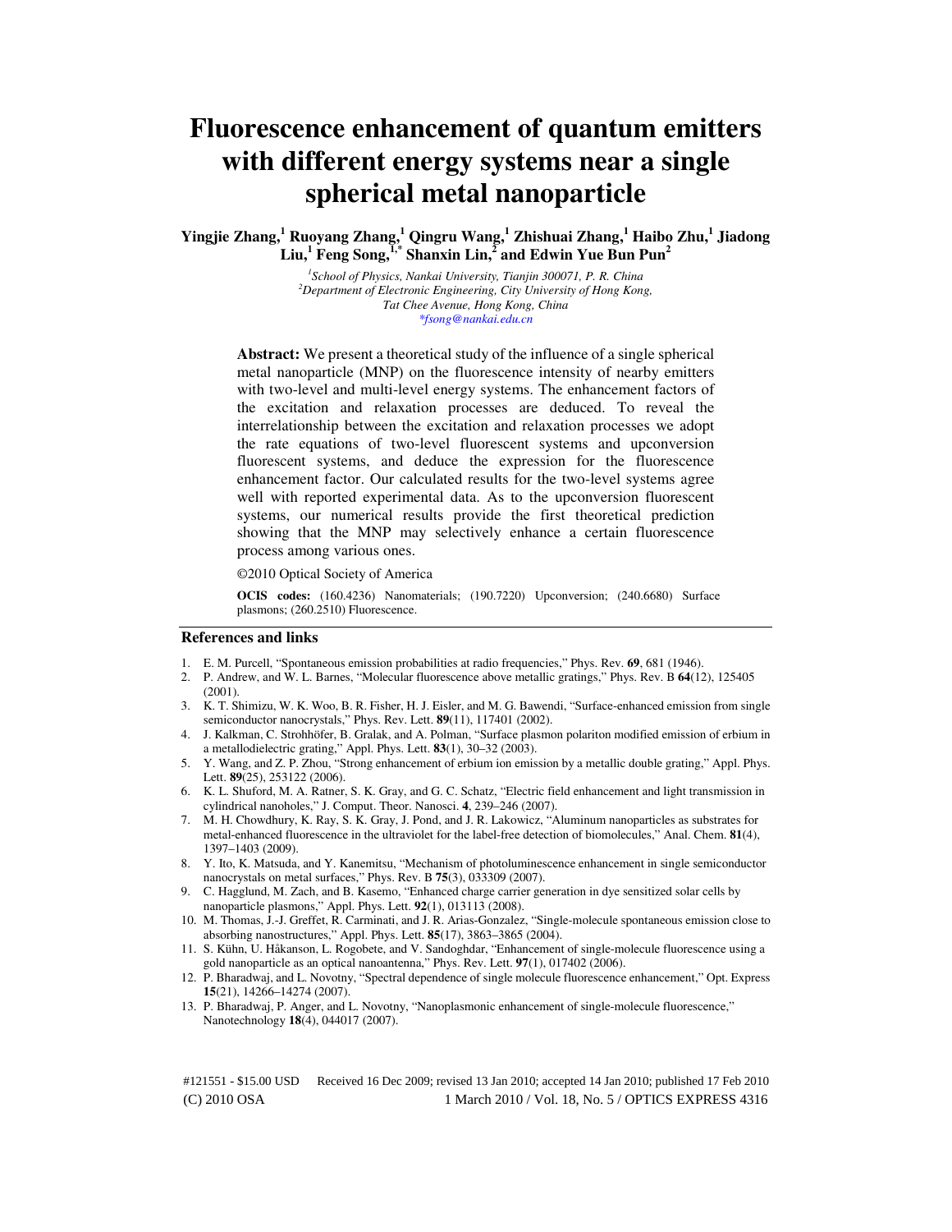# Fluorescence enhancement of quantum emitters with different energy systems near a single spherical metal nanoparticle

**Yingjie Zhang,[1] Ruoyang Zhang,[1] Qingru Wang,[1] Zhishuai Zhang,[1] Haibo Zhu,[1] Jiadong Liu,[1] Feng Song,[1,*] Shanxin Lin,[2] and Edwin Yue Bun Pun[2]**

[1]*School of Physics, Nankai University, Tianjin 300071, P. R. China*
[2]*Department of Electronic Engineering, City University of Hong Kong, Tat Chee Avenue, Hong Kong, China*
*fsong@nankai.edu.cn

**Abstract:** We present a theoretical study of the influence of a single spherical metal nanoparticle (MNP) on the fluorescence intensity of nearby emitters with two-level and multi-level energy systems. The enhancement factors of the excitation and relaxation processes are deduced. To reveal the interrelationship between the excitation and relaxation processes we adopt the rate equations of two-level fluorescent systems and upconversion fluorescent systems, and deduce the expression for the fluorescence enhancement factor. Our calculated results for the two-level systems agree well with reported experimental data. As to the upconversion fluorescent systems, our numerical results provide the first theoretical prediction showing that the MNP may selectively enhance a certain fluorescence process among various ones.

©2010 Optical Society of America

**OCIS codes:** (160.4236) Nanomaterials; (190.7220) Upconversion; (240.6680) Surface plasmons; (260.2510) Fluorescence.

## References and links

1. E. M. Purcell, "Spontaneous emission probabilities at radio frequencies," Phys. Rev. **69**, 681 (1946).
2. P. Andrew, and W. L. Barnes, "Molecular fluorescence above metallic gratings," Phys. Rev. B **64**(12), 125405 (2001).
3. K. T. Shimizu, W. K. Woo, B. R. Fisher, H. J. Eisler, and M. G. Bawendi, "Surface-enhanced emission from single semiconductor nanocrystals," Phys. Rev. Lett. **89**(11), 117401 (2002).
4. J. Kalkman, C. Strohhöfer, B. Gralak, and A. Polman, "Surface plasmon polariton modified emission of erbium in a metallodielectric grating," Appl. Phys. Lett. **83**(1), 30–32 (2003).
5. Y. Wang, and Z. P. Zhou, "Strong enhancement of erbium ion emission by a metallic double grating," Appl. Phys. Lett. **89**(25), 253122 (2006).
6. K. L. Shuford, M. A. Ratner, S. K. Gray, and G. C. Schatz, "Electric field enhancement and light transmission in cylindrical nanoholes," J. Comput. Theor. Nanosci. **4**, 239–246 (2007).
7. M. H. Chowdhury, K. Ray, S. K. Gray, J. Pond, and J. R. Lakowicz, "Aluminum nanoparticles as substrates for metal-enhanced fluorescence in the ultraviolet for the label-free detection of biomolecules," Anal. Chem. **81**(4), 1397–1403 (2009).
8. Y. Ito, K. Matsuda, and Y. Kanemitsu, "Mechanism of photoluminescence enhancement in single semiconductor nanocrystals on metal surfaces," Phys. Rev. B **75**(3), 033309 (2007).
9. C. Hagglund, M. Zach, and B. Kasemo, "Enhanced charge carrier generation in dye sensitized solar cells by nanoparticle plasmons," Appl. Phys. Lett. **92**(1), 013113 (2008).
10. M. Thomas, J.-J. Greffet, R. Carminati, and J. R. Arias-Gonzalez, "Single-molecule spontaneous emission close to absorbing nanostructures," Appl. Phys. Lett. **85**(17), 3863–3865 (2004).
11. S. Kühn, U. Håkanson, L. Rogobete, and V. Sandoghdar, "Enhancement of single-molecule fluorescence using a gold nanoparticle as an optical nanoantenna," Phys. Rev. Lett. **97**(1), 017402 (2006).
12. P. Bharadwaj, and L. Novotny, "Spectral dependence of single molecule fluorescence enhancement," Opt. Express **15**(21), 14266–14274 (2007).
13. P. Bharadwaj, P. Anger, and L. Novotny, "Nanoplasmonic enhancement of single-molecule fluorescence," Nanotechnology **18**(4), 044017 (2007).

#121551 - $15.00 USD Received 16 Dec 2009; revised 13 Jan 2010; accepted 14 Jan 2010; published 17 Feb 2010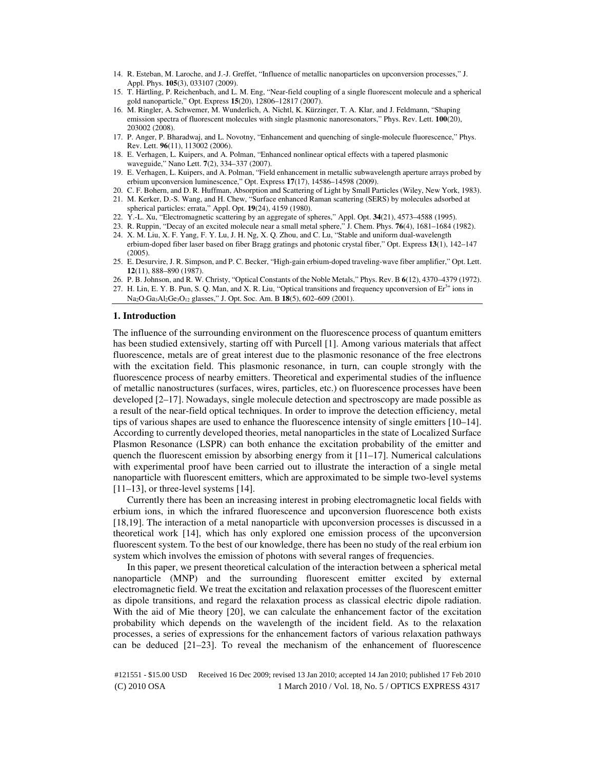14. R. Esteban, M. Laroche, and J.-J. Greffet, "Influence of metallic nanoparticles on upconversion processes," J. Appl. Phys. **105**(3), 033107 (2009).
15. T. Härtling, P. Reichenbach, and L. M. Eng, "Near-field coupling of a single fluorescent molecule and a spherical gold nanoparticle," Opt. Express **15**(20), 12806–12817 (2007).
16. M. Ringler, A. Schwemer, M. Wunderlich, A. Nichtl, K. Kürzinger, T. A. Klar, and J. Feldmann, "Shaping emission spectra of fluorescent molecules with single plasmonic nanoresonators," Phys. Rev. Lett. **100**(20), 203002 (2008).
17. P. Anger, P. Bharadwaj, and L. Novotny, "Enhancement and quenching of single-molecule fluorescence," Phys. Rev. Lett. **96**(11), 113002 (2006).
18. E. Verhagen, L. Kuipers, and A. Polman, "Enhanced nonlinear optical effects with a tapered plasmonic waveguide," Nano Lett. **7**(2), 334–337 (2007).
19. E. Verhagen, L. Kuipers, and A. Polman, "Field enhancement in metallic subwavelength aperture arrays probed by erbium upconversion luminescence," Opt. Express **17**(17), 14586–14598 (2009).
20. C. F. Bohern, and D. R. Huffman, Absorption and Scattering of Light by Small Particles (Wiley, New York, 1983).
21. M. Kerker, D.-S. Wang, and H. Chew, "Surface enhanced Raman scattering (SERS) by molecules adsorbed at spherical particles: errata," Appl. Opt. **19**(24), 4159 (1980).
22. Y.-L. Xu, "Electromagnetic scattering by an aggregate of spheres," Appl. Opt. **34**(21), 4573–4588 (1995).
23. R. Ruppin, "Decay of an excited molecule near a small metal sphere," J. Chem. Phys. **76**(4), 1681–1684 (1982).
24. X. M. Liu, X. F. Yang, F. Y. Lu, J. H. Ng, X. Q. Zhou, and C. Lu, "Stable and uniform dual-wavelength erbium-doped fiber laser based on fiber Bragg gratings and photonic crystal fiber," Opt. Express **13**(1), 142–147 (2005).
25. E. Desurvire, J. R. Simpson, and P. C. Becker, "High-gain erbium-doped traveling-wave fiber amplifier," Opt. Lett. **12**(11), 888–890 (1987).
26. P. B. Johnson, and R. W. Christy, "Optical Constants of the Noble Metals," Phys. Rev. B **6**(12), 4370–4379 (1972).
27. H. Lin, E. Y. B. Pun, S. Q. Man, and X. R. Liu, "Optical transitions and frequency upconversion of $Er^{3+}$ ions in $Na_2O{\cdot}Ga_3Al_2Ge_3O_{12}$ glasses," J. Opt. Soc. Am. B **18**(5), 602–609 (2001).

## 1. Introduction

The influence of the surrounding environment on the fluorescence process of quantum emitters has been studied extensively, starting off with Purcell [1]. Among various materials that affect fluorescence, metals are of great interest due to the plasmonic resonance of the free electrons with the excitation field. This plasmonic resonance, in turn, can couple strongly with the fluorescence process of nearby emitters. Theoretical and experimental studies of the influence of metallic nanostructures (surfaces, wires, particles, etc.) on fluorescence processes have been developed [2–17]. Nowadays, single molecule detection and spectroscopy are made possible as a result of the near-field optical techniques. In order to improve the detection efficiency, metal tips of various shapes are used to enhance the fluorescence intensity of single emitters [10–14]. According to currently developed theories, metal nanoparticles in the state of Localized Surface Plasmon Resonance (LSPR) can both enhance the excitation probability of the emitter and quench the fluorescent emission by absorbing energy from it [11–17]. Numerical calculations with experimental proof have been carried out to illustrate the interaction of a single metal nanoparticle with fluorescent emitters, which are approximated to be simple two-level systems [11–13], or three-level systems [14].

Currently there has been an increasing interest in probing electromagnetic local fields with erbium ions, in which the infrared fluorescence and upconversion fluorescence both exists [18,19]. The interaction of a metal nanoparticle with upconversion processes is discussed in a theoretical work [14], which has only explored one emission process of the upconversion fluorescent system. To the best of our knowledge, there has been no study of the real erbium ion system which involves the emission of photons with several ranges of frequencies.

In this paper, we present theoretical calculation of the interaction between a spherical metal nanoparticle (MNP) and the surrounding fluorescent emitter excited by external electromagnetic field. We treat the excitation and relaxation processes of the fluorescent emitter as dipole transitions, and regard the relaxation process as classical electric dipole radiation. With the aid of Mie theory [20], we can calculate the enhancement factor of the excitation probability which depends on the wavelength of the incident field. As to the relaxation processes, a series of expressions for the enhancement factors of various relaxation pathways can be deduced [21–23]. To reveal the mechanism of the enhancement of fluorescence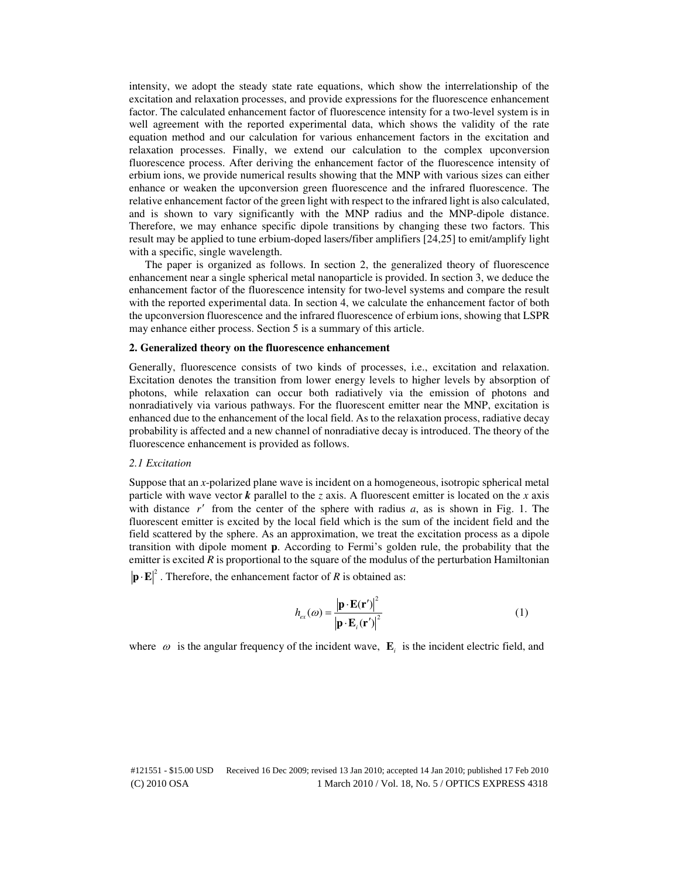intensity, we adopt the steady state rate equations, which show the interrelationship of the excitation and relaxation processes, and provide expressions for the fluorescence enhancement factor. The calculated enhancement factor of fluorescence intensity for a two-level system is in well agreement with the reported experimental data, which shows the validity of the rate equation method and our calculation for various enhancement factors in the excitation and relaxation processes. Finally, we extend our calculation to the complex upconversion fluorescence process. After deriving the enhancement factor of the fluorescence intensity of erbium ions, we provide numerical results showing that the MNP with various sizes can either enhance or weaken the upconversion green fluorescence and the infrared fluorescence. The relative enhancement factor of the green light with respect to the infrared light is also calculated, and is shown to vary significantly with the MNP radius and the MNP-dipole distance. Therefore, we may enhance specific dipole transitions by changing these two factors. This result may be applied to tune erbium-doped lasers/fiber amplifiers [24,25] to emit/amplify light with a specific, single wavelength.

The paper is organized as follows. In section 2, the generalized theory of fluorescence enhancement near a single spherical metal nanoparticle is provided. In section 3, we deduce the enhancement factor of the fluorescence intensity for two-level systems and compare the result with the reported experimental data. In section 4, we calculate the enhancement factor of both the upconversion fluorescence and the infrared fluorescence of erbium ions, showing that LSPR may enhance either process. Section 5 is a summary of this article.

## 2. Generalized theory on the fluorescence enhancement

Generally, fluorescence consists of two kinds of processes, i.e., excitation and relaxation. Excitation denotes the transition from lower energy levels to higher levels by absorption of photons, while relaxation can occur both radiatively via the emission of photons and nonradiatively via various pathways. For the fluorescent emitter near the MNP, excitation is enhanced due to the enhancement of the local field. As to the relaxation process, radiative decay probability is affected and a new channel of nonradiative decay is introduced. The theory of the fluorescence enhancement is provided as follows.

### *2.1 Excitation*

Suppose that an $x$-polarized plane wave is incident on a homogeneous, isotropic spherical metal particle with wave vector $\boldsymbol{k}$ parallel to the $z$ axis. A fluorescent emitter is located on the $x$ axis with distance $r'$ from the center of the sphere with radius $a$, as is shown in Fig. 1. The fluorescent emitter is excited by the local field which is the sum of the incident field and the field scattered by the sphere. As an approximation, we treat the excitation process as a dipole transition with dipole moment $\mathbf{p}$. According to Fermi's golden rule, the probability that the emitter is excited $R$ is proportional to the square of the modulus of the perturbation Hamiltonian $|\mathbf{p}\cdot\mathbf{E}|^2$. Therefore, the enhancement factor of $R$ is obtained as:

$$h_{ex}(\omega) = \frac{|\mathbf{p}\cdot\mathbf{E}(\mathbf{r}')|^2}{|\mathbf{p}\cdot\mathbf{E}_i(\mathbf{r}')|^2} \tag{1}$$

where $\omega$ is the angular frequency of the incident wave, $\mathbf{E}_i$ is the incident electric field, and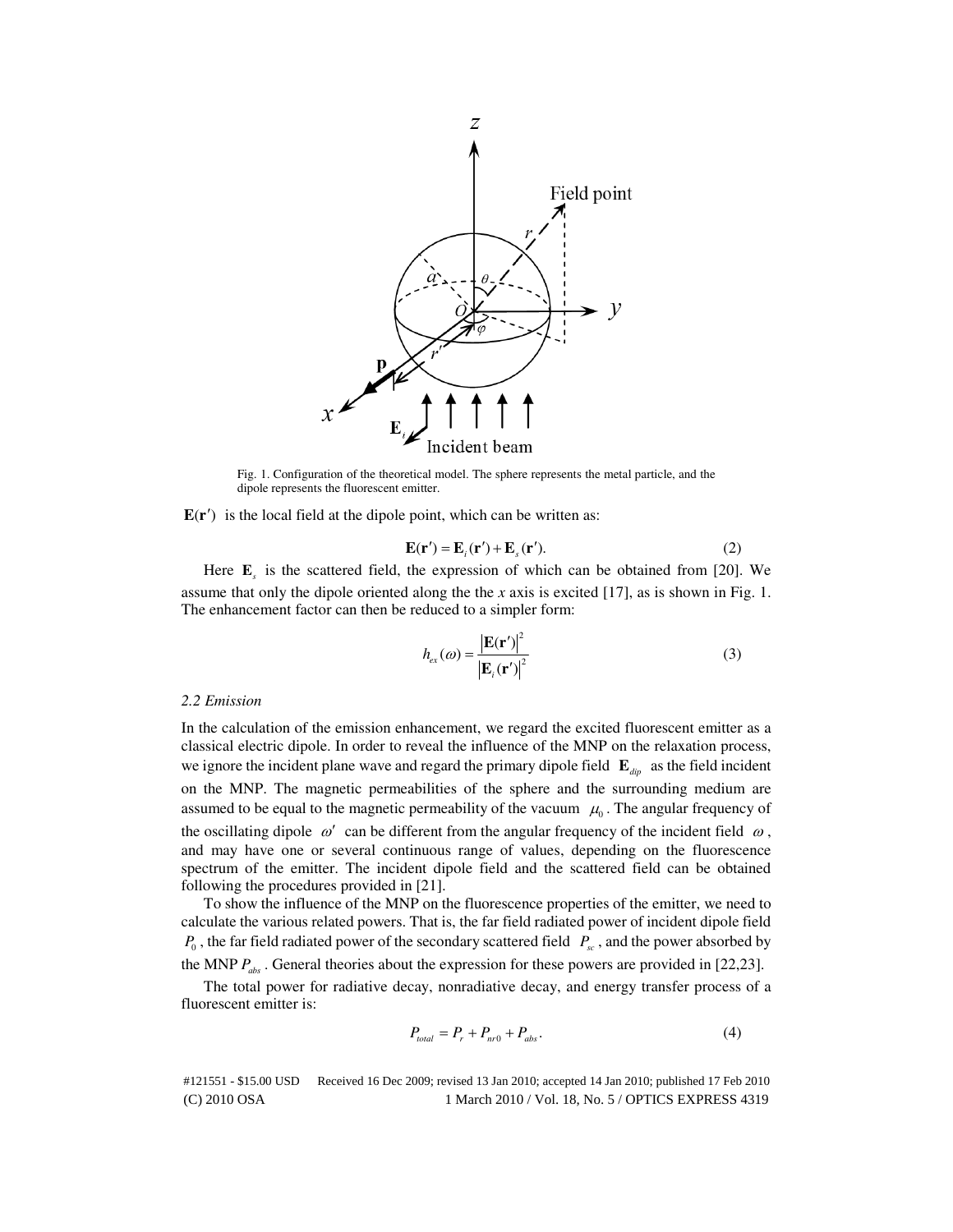Fig. 1. Configuration of the theoretical model. The sphere represents the metal particle, and the dipole represents the fluorescent emitter.

$\mathbf{E}(\mathbf{r}')$ is the local field at the dipole point, which can be written as:

$$\mathbf{E}(\mathbf{r}') = \mathbf{E}_i(\mathbf{r}') + \mathbf{E}_s(\mathbf{r}'). \tag{2}$$

Here $\mathbf{E}_s$ is the scattered field, the expression of which can be obtained from [20]. We assume that only the dipole oriented along the the *x* axis is excited [17], as is shown in Fig. 1. The enhancement factor can then be reduced to a simpler form:

$$h_{ex}(\omega) = \frac{\left|\mathbf{E}(\mathbf{r}')\right|^2}{\left|\mathbf{E}_i(\mathbf{r}')\right|^2} \tag{3}$$

### *2.2 Emission*

In the calculation of the emission enhancement, we regard the excited fluorescent emitter as a classical electric dipole. In order to reveal the influence of the MNP on the relaxation process, we ignore the incident plane wave and regard the primary dipole field $\mathbf{E}_{dip}$ as the field incident on the MNP. The magnetic permeabilities of the sphere and the surrounding medium are assumed to be equal to the magnetic permeability of the vacuum $\mu_0$. The angular frequency of the oscillating dipole $\omega'$ can be different from the angular frequency of the incident field $\omega$, and may have one or several continuous range of values, depending on the fluorescence spectrum of the emitter. The incident dipole field and the scattered field can be obtained following the procedures provided in [21].

To show the influence of the MNP on the fluorescence properties of the emitter, we need to calculate the various related powers. That is, the far field radiated power of incident dipole field $P_0$, the far field radiated power of the secondary scattered field $P_{sc}$, and the power absorbed by the MNP $P_{abs}$. General theories about the expression for these powers are provided in [22,23].

The total power for radiative decay, nonradiative decay, and energy transfer process of a fluorescent emitter is:

$$P_{total} = P_r + P_{nr0} + P_{abs}. \tag{4}$$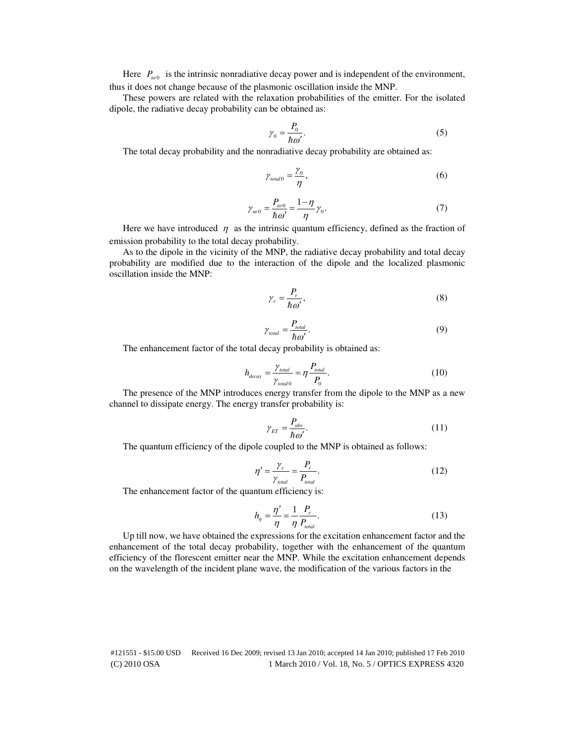Here $P_{nr0}$ is the intrinsic nonradiative decay power and is independent of the environment, thus it does not change because of the plasmonic oscillation inside the MNP.

These powers are related with the relaxation probabilities of the emitter. For the isolated dipole, the radiative decay probability can be obtained as:

$$\gamma_0 = \frac{P_0}{\hbar\omega'}. \tag{5}$$

The total decay probability and the nonradiative decay probability are obtained as:

$$\gamma_{total0} = \frac{\gamma_0}{\eta}, \tag{6}$$

$$\gamma_{nr0} = \frac{P_{nr0}}{\hbar\omega'} = \frac{1-\eta}{\eta}\gamma_0. \tag{7}$$

Here we have introduced $\eta$ as the intrinsic quantum efficiency, defined as the fraction of emission probability to the total decay probability.

As to the dipole in the vicinity of the MNP, the radiative decay probability and total decay probability are modified due to the interaction of the dipole and the localized plasmonic oscillation inside the MNP:

$$\gamma_r = \frac{P_r}{\hbar\omega'}, \tag{8}$$

$$\gamma_{total} = \frac{P_{total}}{\hbar\omega'}. \tag{9}$$

The enhancement factor of the total decay probability is obtained as:

$$h_{decay} = \frac{\gamma_{total}}{\gamma_{total0}} = \eta\frac{P_{total}}{P_0}. \tag{10}$$

The presence of the MNP introduces energy transfer from the dipole to the MNP as a new channel to dissipate energy. The energy transfer probability is:

$$\gamma_{ET} = \frac{P_{abs}}{\hbar\omega'}. \tag{11}$$

The quantum efficiency of the dipole coupled to the MNP is obtained as follows:

$$\eta' = \frac{\gamma_r}{\gamma_{total}} = \frac{P_r}{P_{total}}. \tag{12}$$

The enhancement factor of the quantum efficiency is:

$$h_q = \frac{\eta'}{\eta} = \frac{1}{\eta}\frac{P_r}{P_{total}}. \tag{13}$$

Up till now, we have obtained the expressions for the excitation enhancement factor and the enhancement of the total decay probability, together with the enhancement of the quantum efficiency of the florescent emitter near the MNP. While the excitation enhancement depends on the wavelength of the incident plane wave, the modification of the various factors in the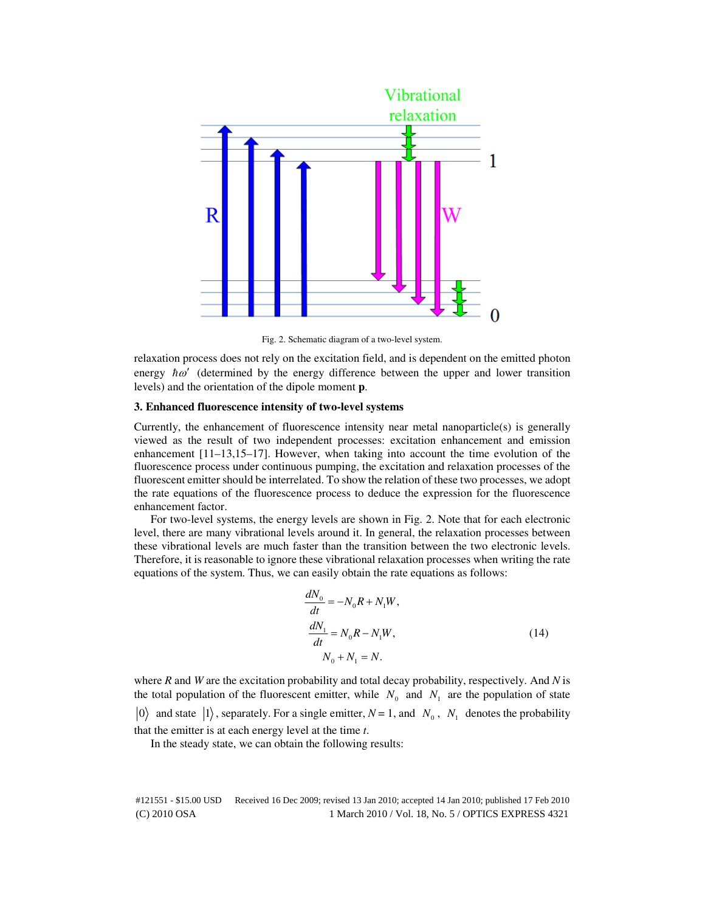Fig. 2. Schematic diagram of a two-level system.

relaxation process does not rely on the excitation field, and is dependent on the emitted photon energy $\hbar\omega'$ (determined by the energy difference between the upper and lower transition levels) and the orientation of the dipole moment **p**.

### 3. Enhanced fluorescence intensity of two-level systems

Currently, the enhancement of fluorescence intensity near metal nanoparticle(s) is generally viewed as the result of two independent processes: excitation enhancement and emission enhancement [11–13,15–17]. However, when taking into account the time evolution of the fluorescence process under continuous pumping, the excitation and relaxation processes of the fluorescent emitter should be interrelated. To show the relation of these two processes, we adopt the rate equations of the fluorescence process to deduce the expression for the fluorescence enhancement factor.

For two-level systems, the energy levels are shown in Fig. 2. Note that for each electronic level, there are many vibrational levels around it. In general, the relaxation processes between these vibrational levels are much faster than the transition between the two electronic levels. Therefore, it is reasonable to ignore these vibrational relaxation processes when writing the rate equations of the system. Thus, we can easily obtain the rate equations as follows:

$$\begin{aligned}
\frac{dN_0}{dt} &= -N_0 R + N_1 W, \\
\frac{dN_1}{dt} &= N_0 R - N_1 W, \\
N_0 + N_1 &= N.
\end{aligned} \tag{14}$$

where $R$ and $W$ are the excitation probability and total decay probability, respectively. And $N$ is the total population of the fluorescent emitter, while $N_0$ and $N_1$ are the population of state $|0\rangle$ and state $|1\rangle$, separately. For a single emitter, $N = 1$, and $N_0$, $N_1$ denotes the probability that the emitter is at each energy level at the time $t$.

In the steady state, we can obtain the following results: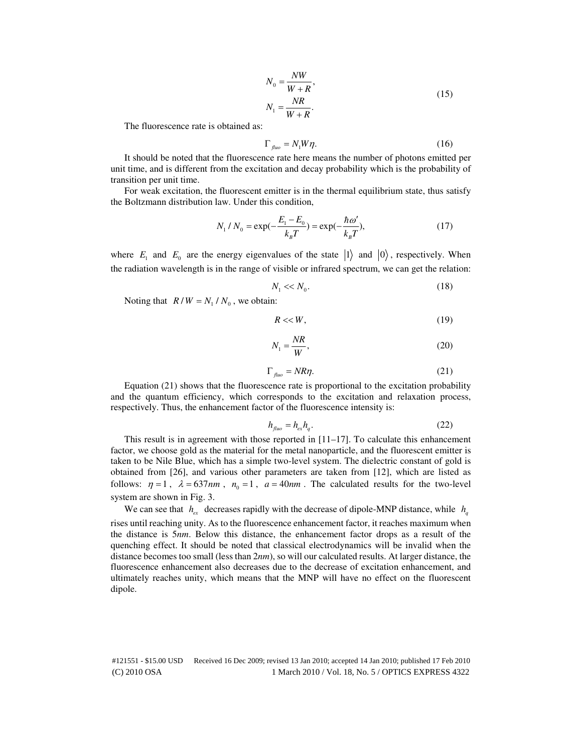$$N_0 = \frac{NW}{W+R},$$
$$N_1 = \frac{NR}{W+R}. \tag{15}$$

The fluorescence rate is obtained as:

$$\Gamma_{fluo} = N_1 W \eta. \tag{16}$$

It should be noted that the fluorescence rate here means the number of photons emitted per unit time, and is different from the excitation and decay probability which is the probability of transition per unit time.

For weak excitation, the fluorescent emitter is in the thermal equilibrium state, thus satisfy the Boltzmann distribution law. Under this condition,

$$N_1 / N_0 = \exp(-\frac{E_1 - E_0}{k_B T}) = \exp(-\frac{\hbar\omega'}{k_B T}), \tag{17}$$

where $E_1$ and $E_0$ are the energy eigenvalues of the state $|1\rangle$ and $|0\rangle$, respectively. When the radiation wavelength is in the range of visible or infrared spectrum, we can get the relation:

$$N_1 << N_0. \tag{18}$$

Noting that $R/W = N_1/N_0$, we obtain:

$$R << W, \tag{19}$$

$$N_1 = \frac{NR}{W}, \tag{20}$$

$$\Gamma_{fluo} = NR\eta. \tag{21}$$

Equation (21) shows that the fluorescence rate is proportional to the excitation probability and the quantum efficiency, which corresponds to the excitation and relaxation process, respectively. Thus, the enhancement factor of the fluorescence intensity is:

$$h_{fluo} = h_{ex} h_q. \tag{22}$$

This result is in agreement with those reported in [11–17]. To calculate this enhancement factor, we choose gold as the material for the metal nanoparticle, and the fluorescent emitter is taken to be Nile Blue, which has a simple two-level system. The dielectric constant of gold is obtained from [26], and various other parameters are taken from [12], which are listed as follows: $\eta = 1$, $\lambda = 637nm$, $n_0 = 1$, $a = 40nm$. The calculated results for the two-level system are shown in Fig. 3.

We can see that $h_{ex}$ decreases rapidly with the decrease of dipole-MNP distance, while $h_q$ rises until reaching unity. As to the fluorescence enhancement factor, it reaches maximum when the distance is 5*nm*. Below this distance, the enhancement factor drops as a result of the quenching effect. It should be noted that classical electrodynamics will be invalid when the distance becomes too small (less than 2*nm*), so will our calculated results. At larger distance, the fluorescence enhancement also decreases due to the decrease of excitation enhancement, and ultimately reaches unity, which means that the MNP will have no effect on the fluorescent dipole.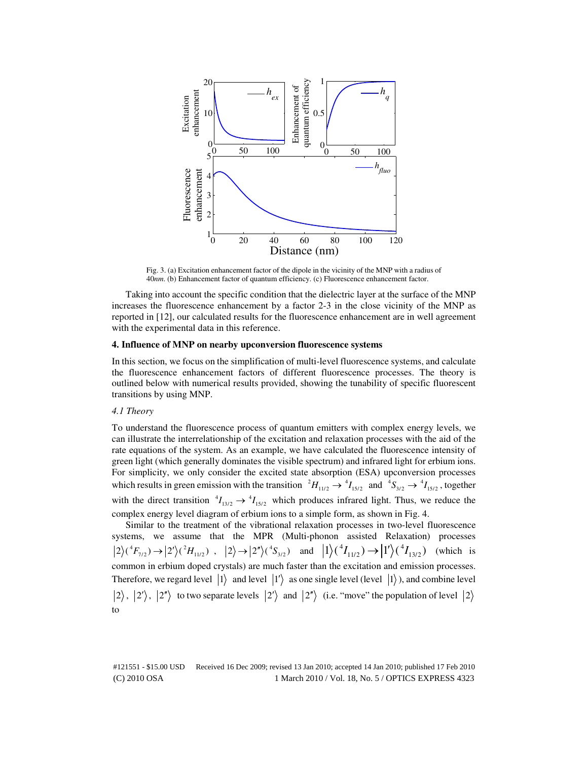Fig. 3. (a) Excitation enhancement factor of the dipole in the vicinity of the MNP with a radius of 40*nm*. (b) Enhancement factor of quantum efficiency. (c) Fluorescence enhancement factor.

Taking into account the specific condition that the dielectric layer at the surface of the MNP increases the fluorescence enhancement by a factor 2-3 in the close vicinity of the MNP as reported in [12], our calculated results for the fluorescence enhancement are in well agreement with the experimental data in this reference.

## 4. Influence of MNP on nearby upconversion fluorescence systems

In this section, we focus on the simplification of multi-level fluorescence systems, and calculate the fluorescence enhancement factors of different fluorescence processes. The theory is outlined below with numerical results provided, showing the tunability of specific fluorescent transitions by using MNP.

### *4.1 Theory*

To understand the fluorescence process of quantum emitters with complex energy levels, we can illustrate the interrelationship of the excitation and relaxation processes with the aid of the rate equations of the system. As an example, we have calculated the fluorescence intensity of green light (which generally dominates the visible spectrum) and infrared light for erbium ions. For simplicity, we only consider the excited state absorption (ESA) upconversion processes which results in green emission with the transition ${}^2H_{11/2} \rightarrow {}^4I_{15/2}$ and ${}^4S_{3/2} \rightarrow {}^4I_{15/2}$, together with the direct transition ${}^4I_{13/2} \rightarrow {}^4I_{15/2}$ which produces infrared light. Thus, we reduce the complex energy level diagram of erbium ions to a simple form, as shown in Fig. 4.

Similar to the treatment of the vibrational relaxation processes in two-level fluorescence systems, we assume that the MPR (Multi-phonon assisted Relaxation) processes $|2\rangle({}^4F_{7/2}) \rightarrow |2'\rangle({}^2H_{11/2})$, $|2\rangle \rightarrow |2''\rangle({}^4S_{3/2})$ and $|1\rangle({}^4I_{11/2}) \rightarrow |1'\rangle({}^4I_{13/2})$ (which is common in erbium doped crystals) are much faster than the excitation and emission processes. Therefore, we regard level $|1\rangle$ and level $|1'\rangle$ as one single level (level $|1\rangle$), and combine level $|2\rangle$, $|2'\rangle$, $|2''\rangle$ to two separate levels $|2'\rangle$ and $|2''\rangle$ (i.e. "move" the population of level $|2\rangle$ to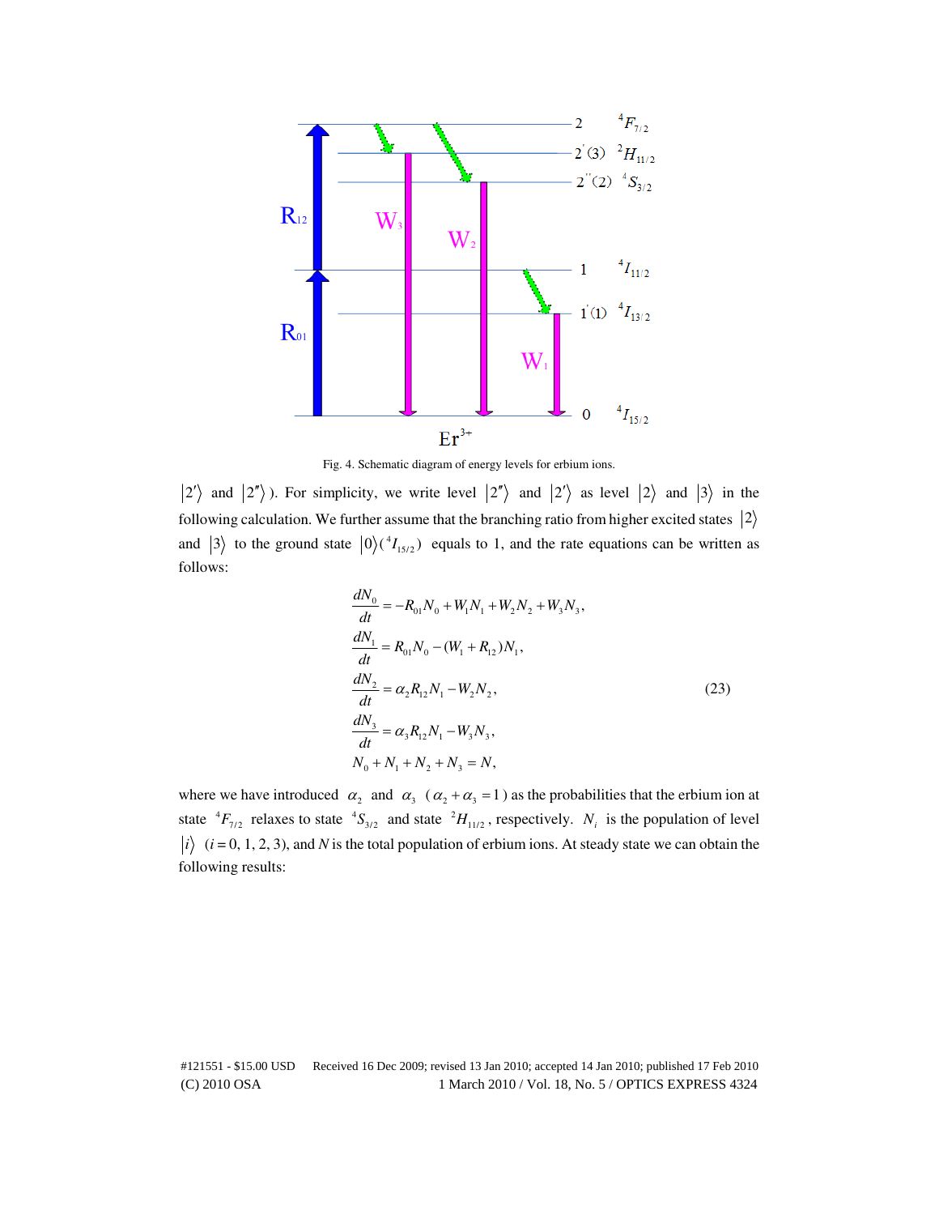Fig. 4. Schematic diagram of energy levels for erbium ions.

$|2'\rangle$ and $|2''\rangle$ ). For simplicity, we write level $|2''\rangle$ and $|2'\rangle$ as level $|2\rangle$ and $|3\rangle$ in the following calculation. We further assume that the branching ratio from higher excited states $|2\rangle$ and $|3\rangle$ to the ground state $|0\rangle(^4I_{15/2})$ equals to 1, and the rate equations can be written as follows:

$$
\begin{aligned}
\frac{dN_0}{dt} &= -R_{01}N_0 + W_1N_1 + W_2N_2 + W_3N_3, \\
\frac{dN_1}{dt} &= R_{01}N_0 - (W_1 + R_{12})N_1, \\
\frac{dN_2}{dt} &= \alpha_2 R_{12}N_1 - W_2N_2, \\
\frac{dN_3}{dt} &= \alpha_3 R_{12}N_1 - W_3N_3, \\
N_0 + N_1 &+ N_2 + N_3 = N,
\end{aligned}
\tag{23}
$$

where we have introduced $\alpha_2$ and $\alpha_3$ ( $\alpha_2 + \alpha_3 = 1$ ) as the probabilities that the erbium ion at state $^4F_{7/2}$ relaxes to state $^4S_{3/2}$ and state $^2H_{11/2}$, respectively. $N_i$ is the population of level $|i\rangle$ ($i = 0, 1, 2, 3$), and $N$ is the total population of erbium ions. At steady state we can obtain the following results: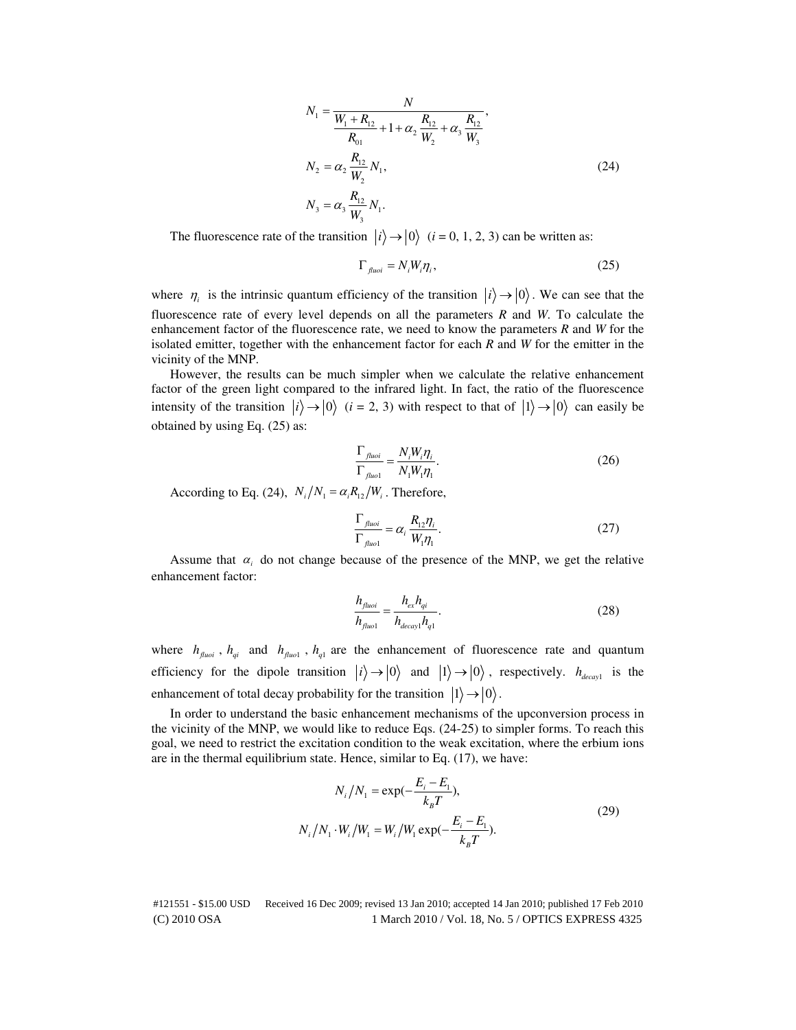$$N_1 = \frac{N}{\dfrac{W_1 + R_{12}}{R_{01}} + 1 + \alpha_2 \dfrac{R_{12}}{W_2} + \alpha_3 \dfrac{R_{12}}{W_3}},$$

$$N_2 = \alpha_2 \frac{R_{12}}{W_2} N_1, \tag{24}$$

$$N_3 = \alpha_3 \frac{R_{12}}{W_3} N_1.$$

The fluorescence rate of the transition $|i\rangle \rightarrow |0\rangle$ ($i$ = 0, 1, 2, 3) can be written as:

$$\Gamma_{fluoi} = N_i W_i \eta_i, \tag{25}$$

where $\eta_i$ is the intrinsic quantum efficiency of the transition $|i\rangle \rightarrow |0\rangle$. We can see that the fluorescence rate of every level depends on all the parameters *R* and *W*. To calculate the enhancement factor of the fluorescence rate, we need to know the parameters *R* and *W* for the isolated emitter, together with the enhancement factor for each *R* and *W* for the emitter in the vicinity of the MNP.

However, the results can be much simpler when we calculate the relative enhancement factor of the green light compared to the infrared light. In fact, the ratio of the fluorescence intensity of the transition $|i\rangle \rightarrow |0\rangle$ ($i$ = 2, 3) with respect to that of $|1\rangle \rightarrow |0\rangle$ can easily be obtained by using Eq. (25) as:

$$\frac{\Gamma_{fluoi}}{\Gamma_{fluo1}} = \frac{N_i W_i \eta_i}{N_1 W_1 \eta_1}. \tag{26}$$

According to Eq. (24), $N_i / N_1 = \alpha_i R_{12} / W_i$. Therefore,

$$\frac{\Gamma_{fluoi}}{\Gamma_{fluo1}} = \alpha_i \frac{R_{12} \eta_i}{W_1 \eta_1}. \tag{27}$$

Assume that $\alpha_i$ do not change because of the presence of the MNP, we get the relative enhancement factor:

$$\frac{h_{fluoi}}{h_{fluo1}} = \frac{h_{ex} h_{qi}}{h_{decay1} h_{q1}}. \tag{28}$$

where $h_{fluoi}$, $h_{qi}$ and $h_{fluo1}$, $h_{q1}$ are the enhancement of fluorescence rate and quantum efficiency for the dipole transition $|i\rangle \rightarrow |0\rangle$ and $|1\rangle \rightarrow |0\rangle$, respectively. $h_{decay1}$ is the enhancement of total decay probability for the transition $|1\rangle \rightarrow |0\rangle$.

In order to understand the basic enhancement mechanisms of the upconversion process in the vicinity of the MNP, we would like to reduce Eqs. (24-25) to simpler forms. To reach this goal, we need to restrict the excitation condition to the weak excitation, where the erbium ions are in the thermal equilibrium state. Hence, similar to Eq. (17), we have:

$$N_i / N_1 = \exp\left(-\frac{E_i - E_1}{k_B T}\right),$$
$$N_i / N_1 \cdot W_i / W_1 = W_i / W_1 \exp\left(-\frac{E_i - E_1}{k_B T}\right). \tag{29}$$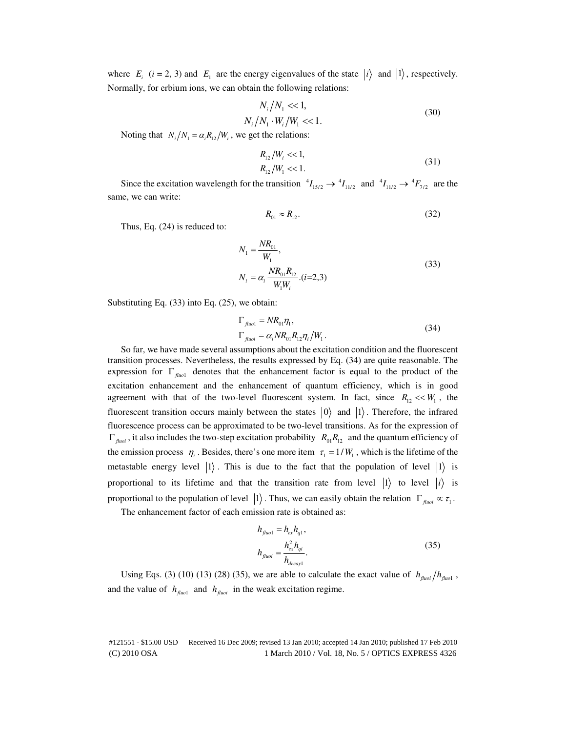where $E_i$ $(i = 2, 3)$ and $E_1$ are the energy eigenvalues of the state $|i\rangle$ and $|1\rangle$, respectively. Normally, for erbium ions, we can obtain the following relations:

$$
\begin{aligned}
N_i / N_1 &<< 1, \\
N_i / N_1 \cdot W_i / W_1 &<< 1.
\end{aligned}
\tag{30}
$$

Noting that $N_i / N_1 = \alpha_i R_{12} / W_i$, we get the relations:

$$
\begin{aligned}
R_{12} / W_i &<< 1, \\
R_{12} / W_1 &<< 1.
\end{aligned}
\tag{31}
$$

Since the excitation wavelength for the transition ${}^4I_{15/2} \rightarrow {}^4I_{11/2}$ and ${}^4I_{11/2} \rightarrow {}^4F_{7/2}$ are the same, we can write:

$$
R_{01} \approx R_{12}. \tag{32}
$$

Thus, Eq. (24) is reduced to:

$$
\begin{aligned}
N_1 &= \frac{NR_{01}}{W_1}, \\
N_i &= \alpha_i \frac{NR_{01}R_{12}}{W_1 W_i}. (i\text{=}2,3)
\end{aligned}
\tag{33}
$$

Substituting Eq. (33) into Eq. (25), we obtain:

$$
\begin{aligned}
\Gamma_{fluo1} &= NR_{01}\eta_1, \\
\Gamma_{fluoi} &= \alpha_i NR_{01}R_{12}\eta_i / W_1.
\end{aligned}
\tag{34}
$$

So far, we have made several assumptions about the excitation condition and the fluorescent transition processes. Nevertheless, the results expressed by Eq. (34) are quite reasonable. The expression for $\Gamma_{fluo1}$ denotes that the enhancement factor is equal to the product of the excitation enhancement and the enhancement of quantum efficiency, which is in good agreement with that of the two-level fluorescent system. In fact, since $R_{12} << W_1$, the fluorescent transition occurs mainly between the states $|0\rangle$ and $|1\rangle$. Therefore, the infrared fluorescence process can be approximated to be two-level transitions. As for the expression of $\Gamma_{fluoi}$, it also includes the two-step excitation probability $R_{01}R_{12}$ and the quantum efficiency of the emission process $\eta_i$. Besides, there's one more item $\tau_1 = 1/W_1$, which is the lifetime of the metastable energy level $|1\rangle$. This is due to the fact that the population of level $|1\rangle$ is proportional to its lifetime and that the transition rate from level $|1\rangle$ to level $|i\rangle$ is proportional to the population of level $|1\rangle$. Thus, we can easily obtain the relation $\Gamma_{fluoi} \propto \tau_1$.

The enhancement factor of each emission rate is obtained as:

$$
\begin{aligned}
h_{fluo1} &= h_{ex} h_{q1}, \\
h_{fluoi} &= \frac{h_{ex}^2 h_{qi}}{h_{decay1}}.
\end{aligned}
\tag{35}
$$

Using Eqs. (3) (10) (13) (28) (35), we are able to calculate the exact value of $h_{fluoi} / h_{fluo1}$, and the value of $h_{fluo1}$ and $h_{fluoi}$ in the weak excitation regime.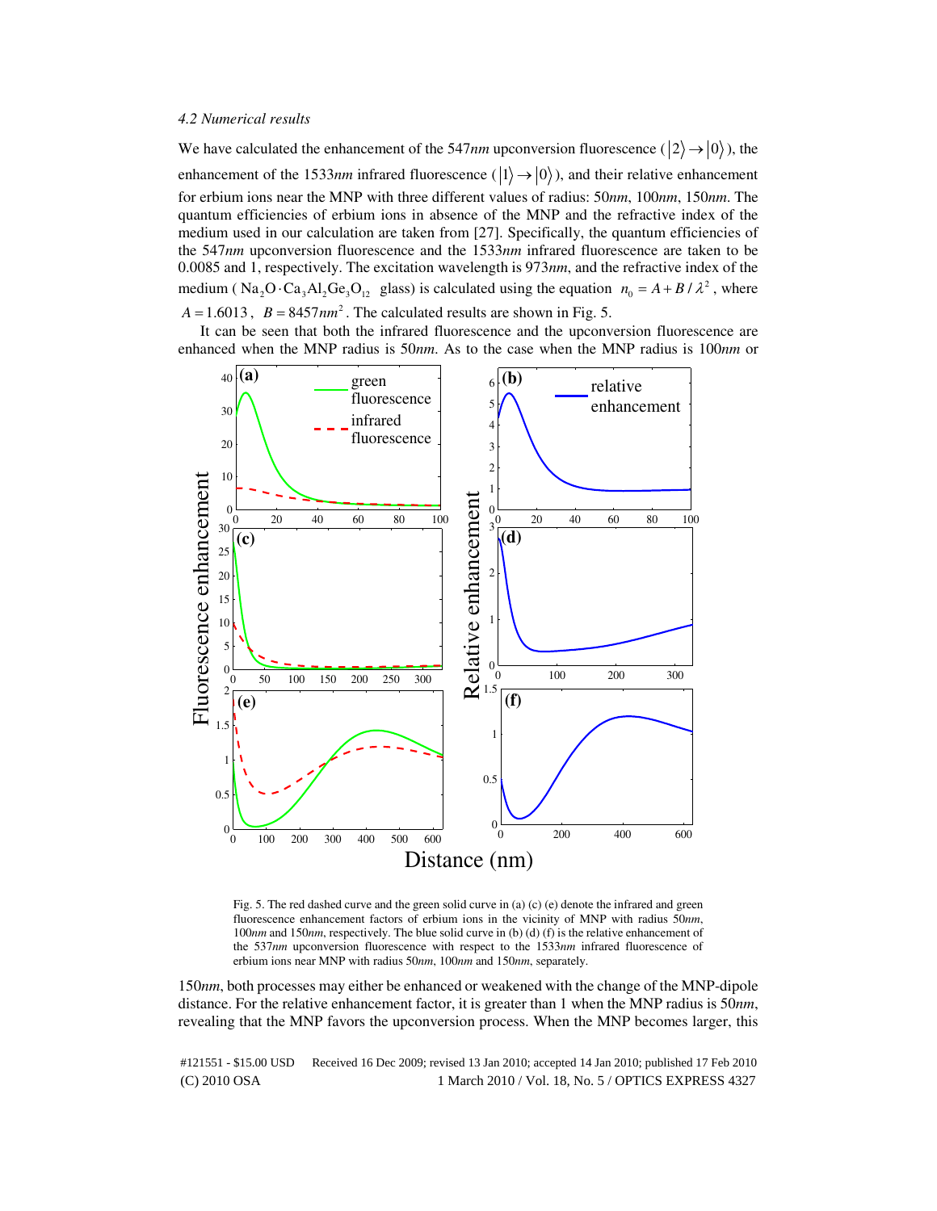*4.2 Numerical results*

We have calculated the enhancement of the 547*nm* upconversion fluorescence ($|2\rangle \rightarrow |0\rangle$), the enhancement of the 1533*nm* infrared fluorescence ($|1\rangle \rightarrow |0\rangle$), and their relative enhancement for erbium ions near the MNP with three different values of radius: 50*nm*, 100*nm*, 150*nm*. The quantum efficiencies of erbium ions in absence of the MNP and the refractive index of the medium used in our calculation are taken from [27]. Specifically, the quantum efficiencies of the 547*nm* upconversion fluorescence and the 1533*nm* infrared fluorescence are taken to be 0.0085 and 1, respectively. The excitation wavelength is 973*nm*, and the refractive index of the medium ($Na_2O \cdot Ca_3Al_2Ge_3O_{12}$ glass) is calculated using the equation $n_0 = A + B/\lambda^2$, where $A = 1.6013$, $B = 8457nm^2$. The calculated results are shown in Fig. 5.

It can be seen that both the infrared fluorescence and the upconversion fluorescence are enhanced when the MNP radius is 50*nm*. As to the case when the MNP radius is 100*nm* or

Fig. 5. The red dashed curve and the green solid curve in (a) (c) (e) denote the infrared and green fluorescence enhancement factors of erbium ions in the vicinity of MNP with radius 50*nm*, 100*nm* and 150*nm*, respectively. The blue solid curve in (b) (d) (f) is the relative enhancement of the 537*nm* upconversion fluorescence with respect to the 1533*nm* infrared fluorescence of erbium ions near MNP with radius 50*nm*, 100*nm* and 150*nm*, separately.

150*nm*, both processes may either be enhanced or weakened with the change of the MNP-dipole distance. For the relative enhancement factor, it is greater than 1 when the MNP radius is 50*nm*, revealing that the MNP favors the upconversion process. When the MNP becomes larger, this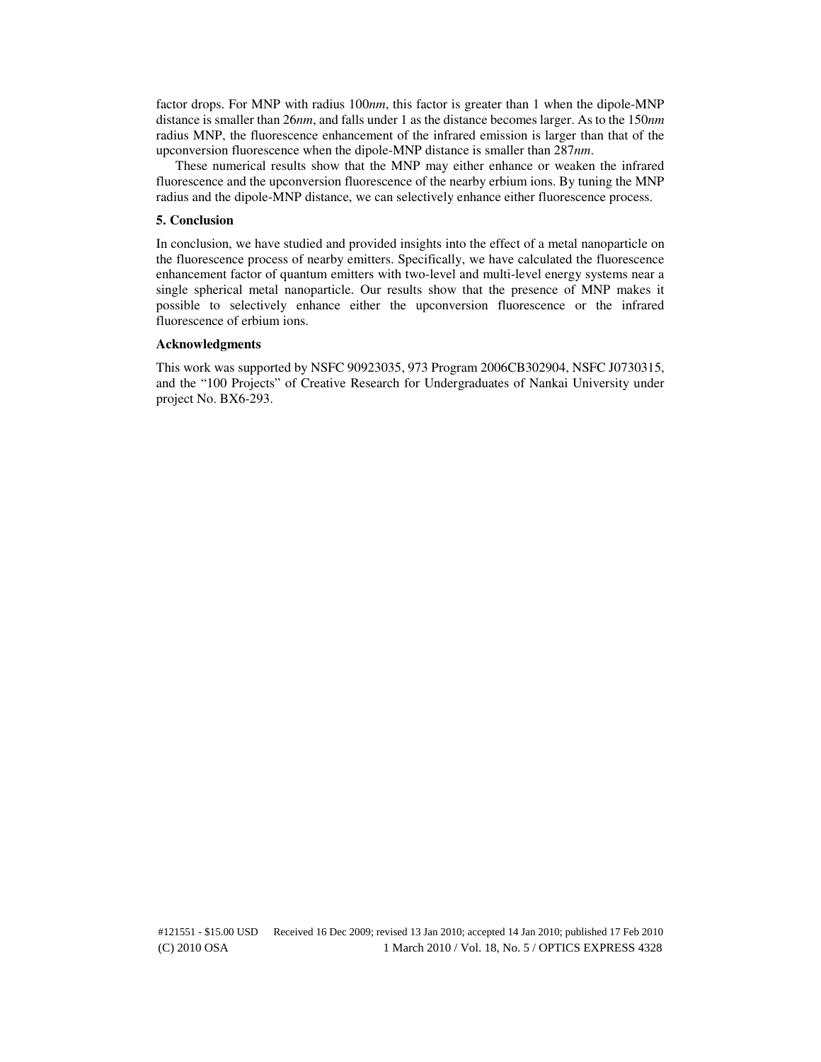factor drops. For MNP with radius 100*nm*, this factor is greater than 1 when the dipole-MNP distance is smaller than 26*nm*, and falls under 1 as the distance becomes larger. As to the 150*nm* radius MNP, the fluorescence enhancement of the infrared emission is larger than that of the upconversion fluorescence when the dipole-MNP distance is smaller than 287*nm*.

These numerical results show that the MNP may either enhance or weaken the infrared fluorescence and the upconversion fluorescence of the nearby erbium ions. By tuning the MNP radius and the dipole-MNP distance, we can selectively enhance either fluorescence process.

### 5. Conclusion

In conclusion, we have studied and provided insights into the effect of a metal nanoparticle on the fluorescence process of nearby emitters. Specifically, we have calculated the fluorescence enhancement factor of quantum emitters with two-level and multi-level energy systems near a single spherical metal nanoparticle. Our results show that the presence of MNP makes it possible to selectively enhance either the upconversion fluorescence or the infrared fluorescence of erbium ions.

### Acknowledgments

This work was supported by NSFC 90923035, 973 Program 2006CB302904, NSFC J0730315, and the "100 Projects" of Creative Research for Undergraduates of Nankai University under project No. BX6-293.